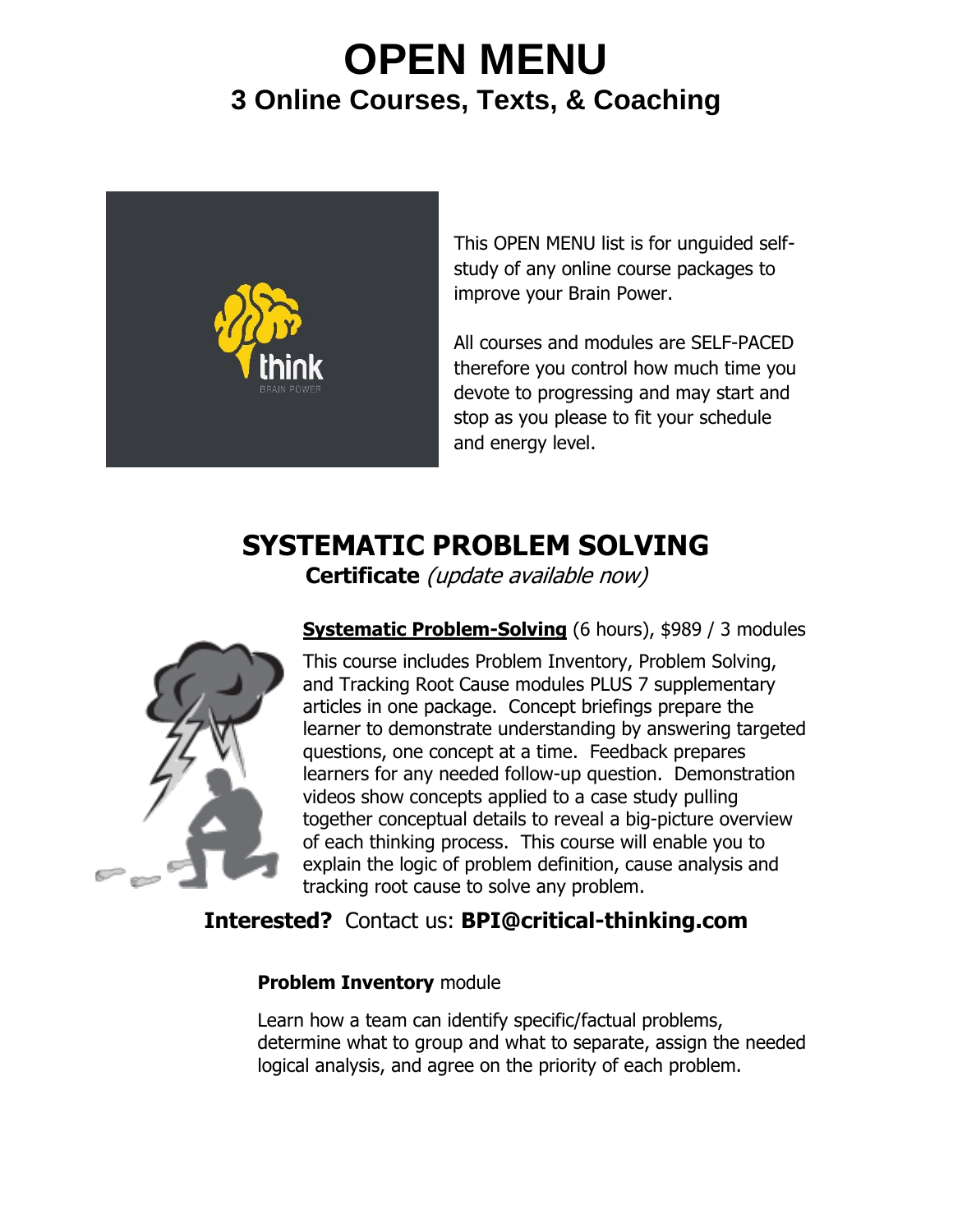# OPEN MENU

## 3 Online Courses, Texts, & Coaching

This OPEN MENU list is for unguided self-study of any online course packages to improve your Brain Power.

All courses and modules are SELF-PACED therefore you control how much time you devote to progressing and may start and stop as you please to fit your schedule and energy level.

## SYSTEMATIC PROBLEM SOLVING

**Certificate** *(update available now)*

**Systematic Problem-Solving** (6 hours), $989 / 3 modules

This course includes Problem Inventory, Problem Solving, and Tracking Root Cause modules PLUS 7 supplementary articles in one package. Concept briefings prepare the learner to demonstrate understanding by answering targeted questions, one concept at a time. Feedback prepares learners for any needed follow-up question. Demonstration videos show concepts applied to a case study pulling together conceptual details to reveal a big-picture overview of each thinking process. This course will enable you to explain the logic of problem definition, cause analysis and tracking root cause to solve any problem.

**Interested?** Contact us: **BPI@critical-thinking.com**

**Problem Inventory** module

Learn how a team can identify specific/factual problems, determine what to group and what to separate, assign the needed logical analysis, and agree on the priority of each problem.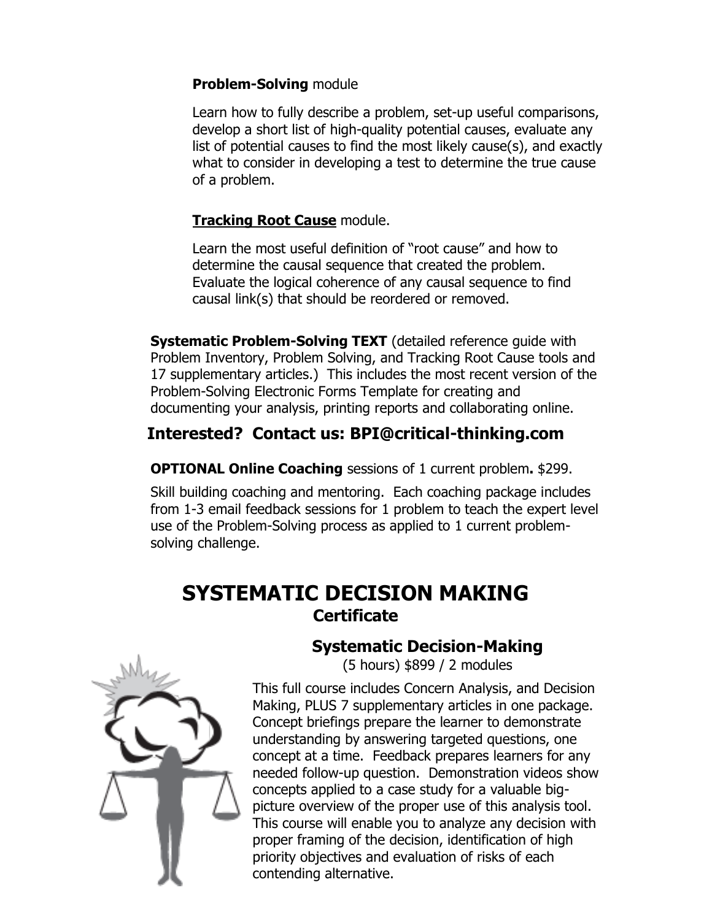**Problem-Solving** module

Learn how to fully describe a problem, set-up useful comparisons, develop a short list of high-quality potential causes, evaluate any list of potential causes to find the most likely cause(s), and exactly what to consider in developing a test to determine the true cause of a problem.

**Tracking Root Cause** module.

Learn the most useful definition of "root cause" and how to determine the causal sequence that created the problem. Evaluate the logical coherence of any causal sequence to find causal link(s) that should be reordered or removed.

**Systematic Problem-Solving TEXT** (detailed reference guide with Problem Inventory, Problem Solving, and Tracking Root Cause tools and 17 supplementary articles.) This includes the most recent version of the Problem-Solving Electronic Forms Template for creating and documenting your analysis, printing reports and collaborating online.

## Interested? Contact us: BPI@critical-thinking.com

**OPTIONAL Online Coaching** sessions of 1 current problem**.** $299.

Skill building coaching and mentoring. Each coaching package includes from 1-3 email feedback sessions for 1 problem to teach the expert level use of the Problem-Solving process as applied to 1 current problem-solving challenge.

# SYSTEMATIC DECISION MAKING

## Certificate

### Systematic Decision-Making

(5 hours) $899 / 2 modules

This full course includes Concern Analysis, and Decision Making, PLUS 7 supplementary articles in one package. Concept briefings prepare the learner to demonstrate understanding by answering targeted questions, one concept at a time. Feedback prepares learners for any needed follow-up question. Demonstration videos show concepts applied to a case study for a valuable big-picture overview of the proper use of this analysis tool. This course will enable you to analyze any decision with proper framing of the decision, identification of high priority objectives and evaluation of risks of each contending alternative.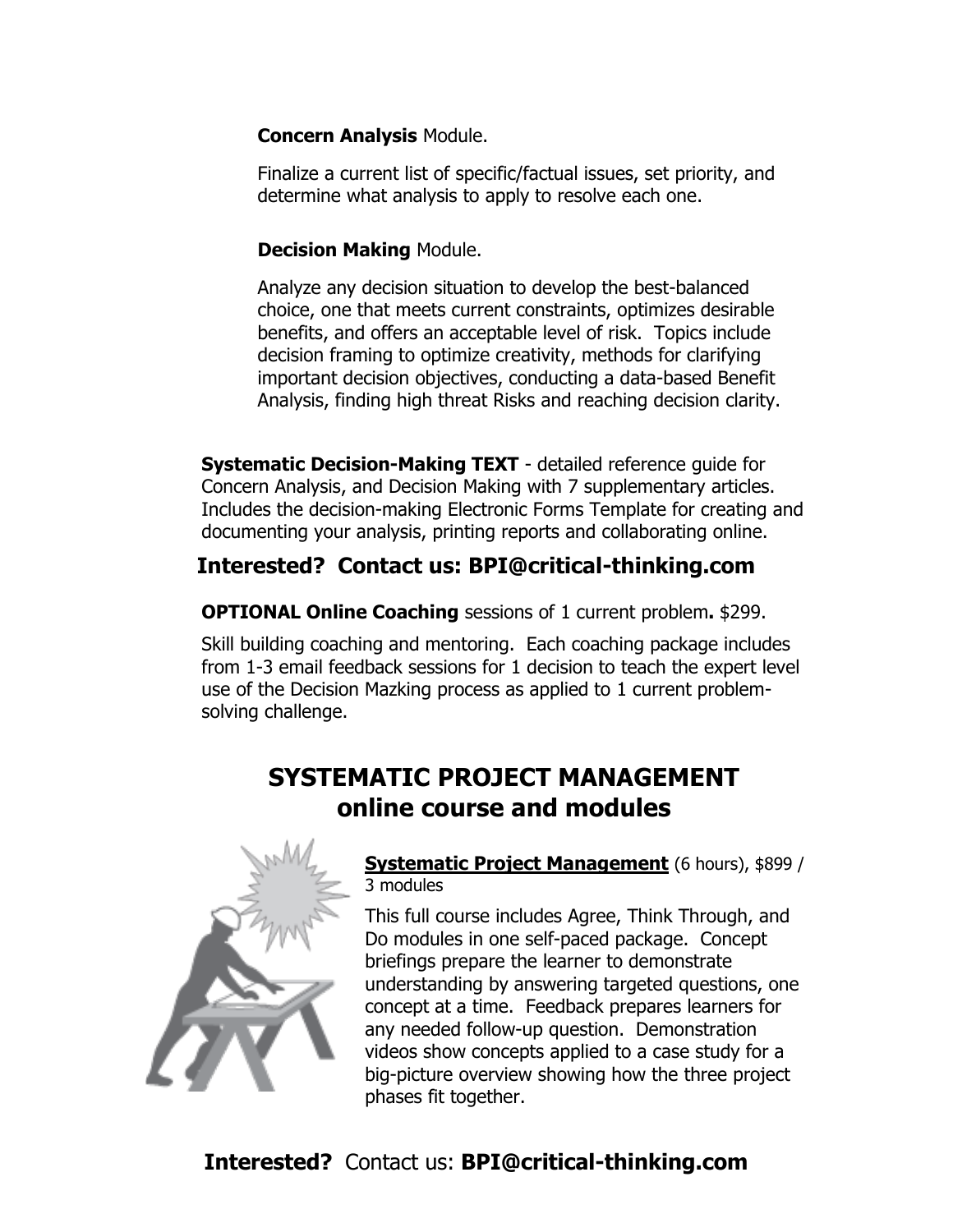**Concern Analysis** Module.

Finalize a current list of specific/factual issues, set priority, and determine what analysis to apply to resolve each one.

**Decision Making** Module.

Analyze any decision situation to develop the best-balanced choice, one that meets current constraints, optimizes desirable benefits, and offers an acceptable level of risk. Topics include decision framing to optimize creativity, methods for clarifying important decision objectives, conducting a data-based Benefit Analysis, finding high threat Risks and reaching decision clarity.

**Systematic Decision-Making TEXT** - detailed reference guide for Concern Analysis, and Decision Making with 7 supplementary articles. Includes the decision-making Electronic Forms Template for creating and documenting your analysis, printing reports and collaborating online.

**Interested? Contact us: BPI@critical-thinking.com**

**OPTIONAL Online Coaching** sessions of 1 current problem**.** $299.

Skill building coaching and mentoring. Each coaching package includes from 1-3 email feedback sessions for 1 decision to teach the expert level use of the Decision Mazking process as applied to 1 current problem-solving challenge.

## SYSTEMATIC PROJECT MANAGEMENT online course and modules

**Systematic Project Management** (6 hours), $899 / 3 modules

This full course includes Agree, Think Through, and Do modules in one self-paced package. Concept briefings prepare the learner to demonstrate understanding by answering targeted questions, one concept at a time. Feedback prepares learners for any needed follow-up question. Demonstration videos show concepts applied to a case study for a big-picture overview showing how the three project phases fit together.

**Interested?** Contact us: **BPI@critical-thinking.com**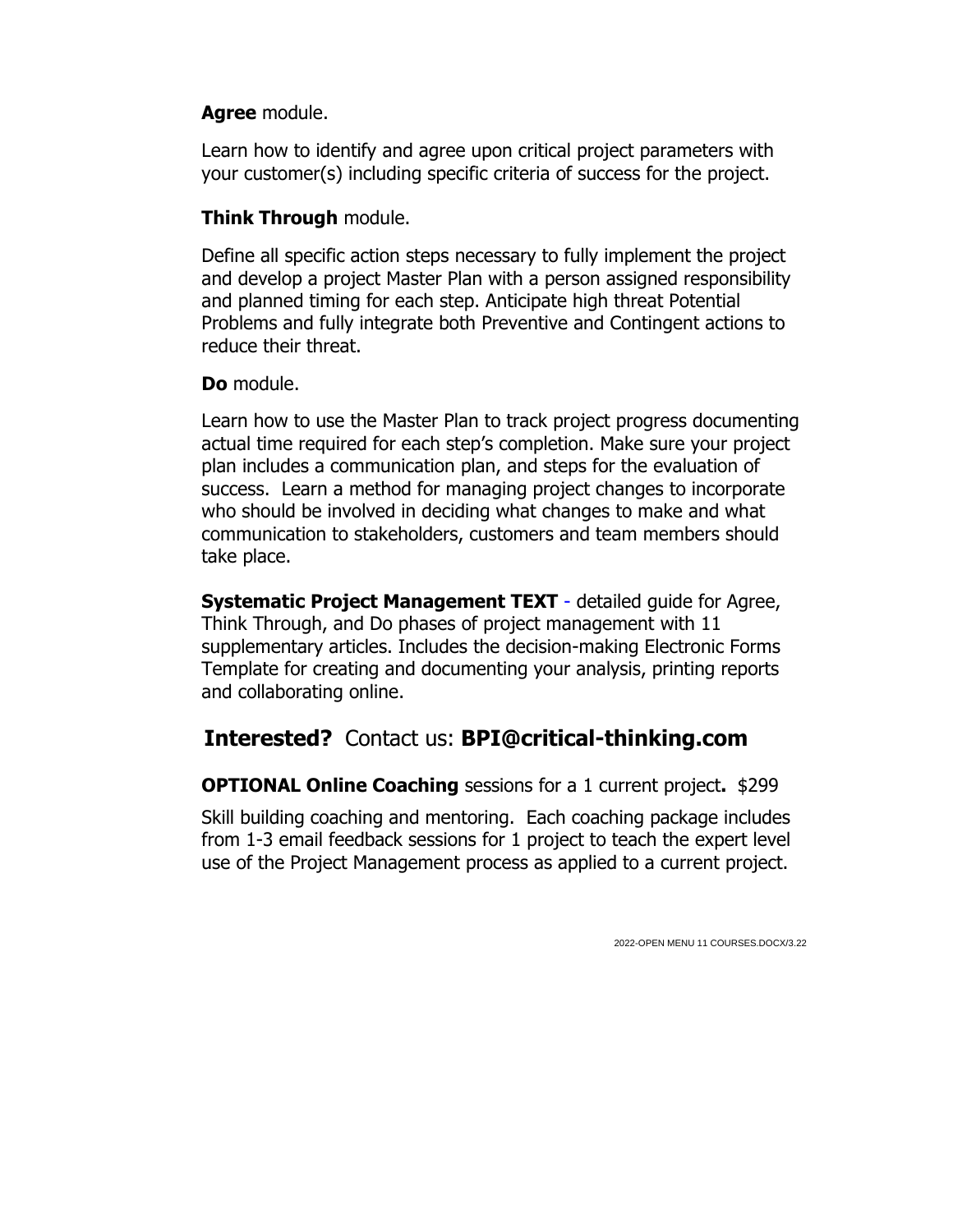**Agree** module.

Learn how to identify and agree upon critical project parameters with your customer(s) including specific criteria of success for the project.

**Think Through** module.

Define all specific action steps necessary to fully implement the project and develop a project Master Plan with a person assigned responsibility and planned timing for each step. Anticipate high threat Potential Problems and fully integrate both Preventive and Contingent actions to reduce their threat.

**Do** module.

Learn how to use the Master Plan to track project progress documenting actual time required for each step's completion. Make sure your project plan includes a communication plan, and steps for the evaluation of success.  Learn a method for managing project changes to incorporate who should be involved in deciding what changes to make and what communication to stakeholders, customers and team members should take place.

**Systematic Project Management TEXT** - detailed guide for Agree, Think Through, and Do phases of project management with 11 supplementary articles. Includes the decision-making Electronic Forms Template for creating and documenting your analysis, printing reports and collaborating online.

## **Interested?** Contact us: **BPI@critical-thinking.com**

**OPTIONAL Online Coaching** sessions for a 1 current project**.** $299

Skill building coaching and mentoring.  Each coaching package includes from 1-3 email feedback sessions for 1 project to teach the expert level use of the Project Management process as applied to a current project.

2022-OPEN MENU 11 COURSES.DOCX/3.22